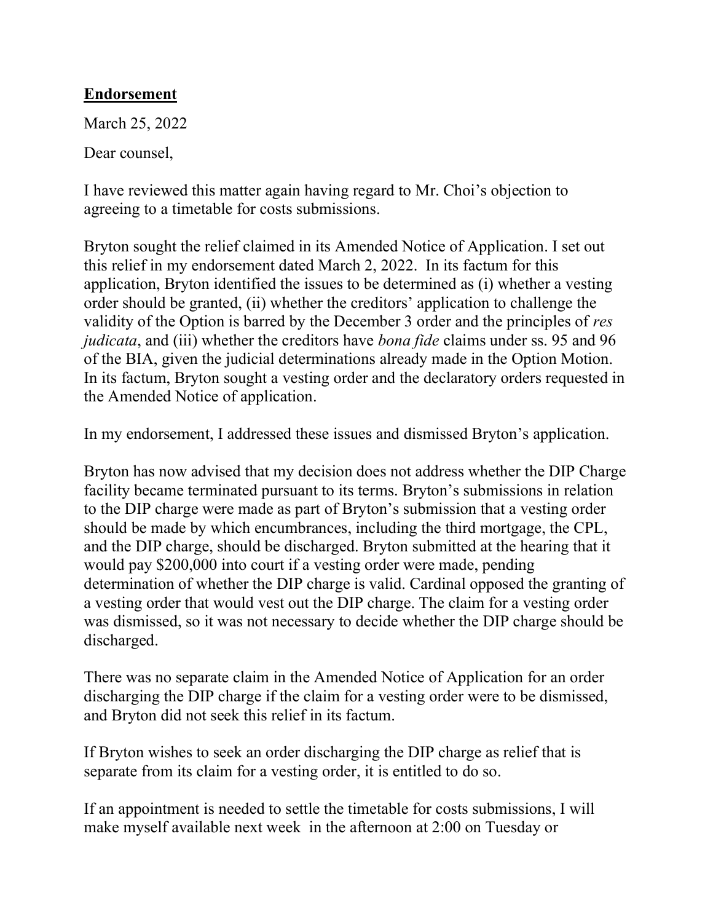**Endorsement**

March 25, 2022

Dear counsel,

I have reviewed this matter again having regard to Mr. Choi's objection to agreeing to a timetable for costs submissions.

Bryton sought the relief claimed in its Amended Notice of Application. I set out this relief in my endorsement dated March 2, 2022. In its factum for this application, Bryton identified the issues to be determined as (i) whether a vesting order should be granted, (ii) whether the creditors' application to challenge the validity of the Option is barred by the December 3 order and the principles of *res judicata*, and (iii) whether the creditors have *bona fide* claims under ss. 95 and 96 of the BIA, given the judicial determinations already made in the Option Motion. In its factum, Bryton sought a vesting order and the declaratory orders requested in the Amended Notice of application.

In my endorsement, I addressed these issues and dismissed Bryton's application.

Bryton has now advised that my decision does not address whether the DIP Charge facility became terminated pursuant to its terms. Bryton's submissions in relation to the DIP charge were made as part of Bryton's submission that a vesting order should be made by which encumbrances, including the third mortgage, the CPL, and the DIP charge, should be discharged. Bryton submitted at the hearing that it would pay $200,000 into court if a vesting order were made, pending determination of whether the DIP charge is valid. Cardinal opposed the granting of a vesting order that would vest out the DIP charge. The claim for a vesting order was dismissed, so it was not necessary to decide whether the DIP charge should be discharged.

There was no separate claim in the Amended Notice of Application for an order discharging the DIP charge if the claim for a vesting order were to be dismissed, and Bryton did not seek this relief in its factum.

If Bryton wishes to seek an order discharging the DIP charge as relief that is separate from its claim for a vesting order, it is entitled to do so.

If an appointment is needed to settle the timetable for costs submissions, I will make myself available next week in the afternoon at 2:00 on Tuesday or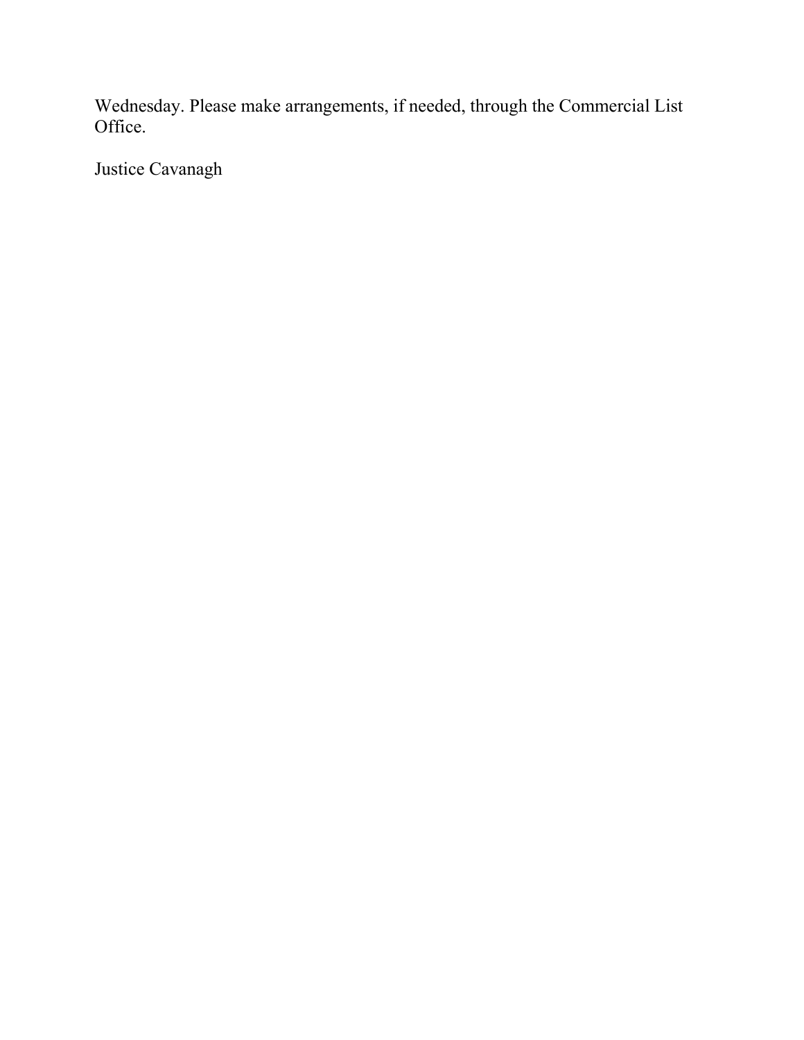Wednesday. Please make arrangements, if needed, through the Commercial List Office.

Justice Cavanagh